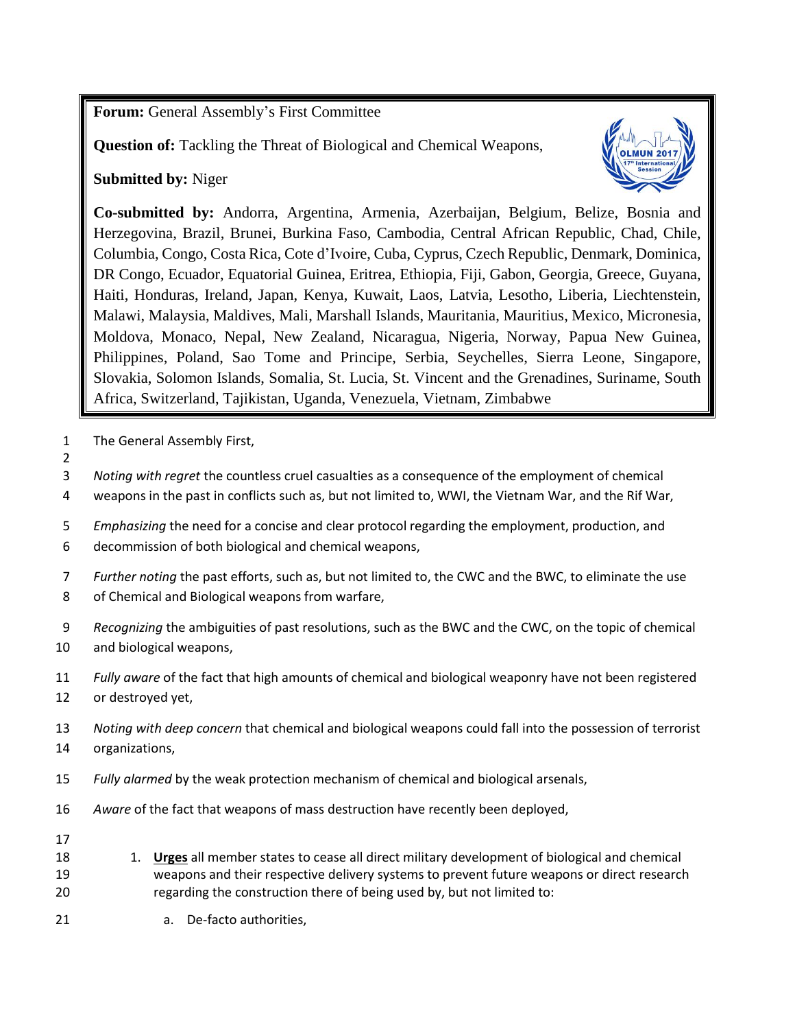**Forum:** General Assembly's First Committee

**Question of:** Tackling the Threat of Biological and Chemical Weapons,

**Submitted by:** Niger

**Co-submitted by:** Andorra, Argentina, Armenia, Azerbaijan, Belgium, Belize, Bosnia and Herzegovina, Brazil, Brunei, Burkina Faso, Cambodia, Central African Republic, Chad, Chile, Columbia, Congo, Costa Rica, Cote d'Ivoire, Cuba, Cyprus, Czech Republic, Denmark, Dominica, DR Congo, Ecuador, Equatorial Guinea, Eritrea, Ethiopia, Fiji, Gabon, Georgia, Greece, Guyana, Haiti, Honduras, Ireland, Japan, Kenya, Kuwait, Laos, Latvia, Lesotho, Liberia, Liechtenstein, Malawi, Malaysia, Maldives, Mali, Marshall Islands, Mauritania, Mauritius, Mexico, Micronesia, Moldova, Monaco, Nepal, New Zealand, Nicaragua, Nigeria, Norway, Papua New Guinea, Philippines, Poland, Sao Tome and Principe, Serbia, Seychelles, Sierra Leone, Singapore, Slovakia, Solomon Islands, Somalia, St. Lucia, St. Vincent and the Grenadines, Suriname, South Africa, Switzerland, Tajikistan, Uganda, Venezuela, Vietnam, Zimbabwe

The General Assembly First,

*Noting with regret* the countless cruel casualties as a consequence of the employment of chemical weapons in the past in conflicts such as, but not limited to, WWI, the Vietnam War, and the Rif War,

*Emphasizing* the need for a concise and clear protocol regarding the employment, production, and decommission of both biological and chemical weapons,

*Further noting* the past efforts, such as, but not limited to, the CWC and the BWC, to eliminate the use of Chemical and Biological weapons from warfare,

*Recognizing* the ambiguities of past resolutions, such as the BWC and the CWC, on the topic of chemical and biological weapons,

*Fully aware* of the fact that high amounts of chemical and biological weaponry have not been registered or destroyed yet,

*Noting with deep concern* that chemical and biological weapons could fall into the possession of terrorist organizations,

*Fully alarmed* by the weak protection mechanism of chemical and biological arsenals,

*Aware* of the fact that weapons of mass destruction have recently been deployed,

1. **Urges** all member states to cease all direct military development of biological and chemical weapons and their respective delivery systems to prevent future weapons or direct research regarding the construction there of being used by, but not limited to:
    a. De-facto authorities,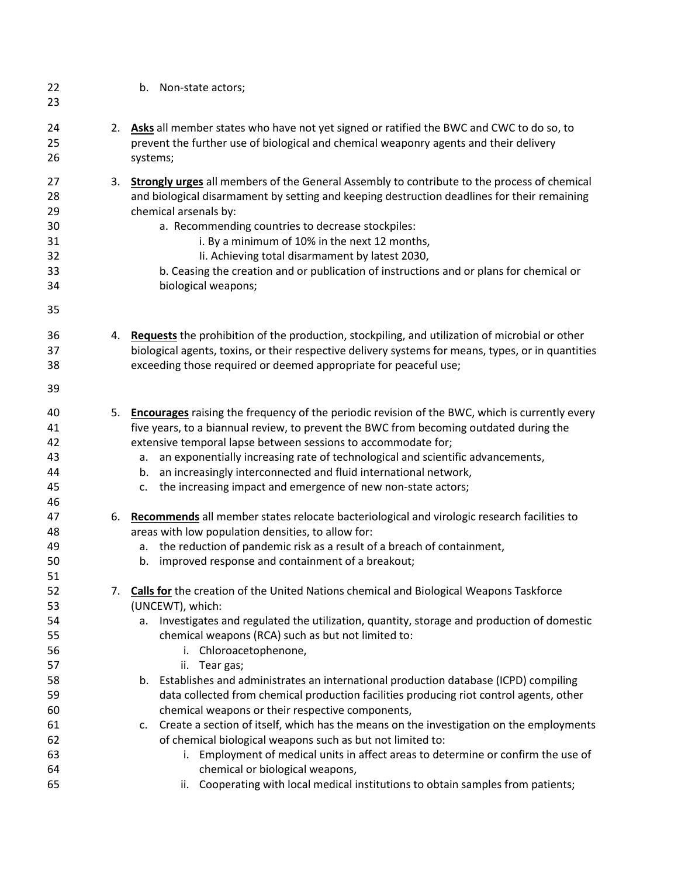b. Non-state actors;

2. **Asks** all member states who have not yet signed or ratified the BWC and CWC to do so, to prevent the further use of biological and chemical weaponry agents and their delivery systems;

3. **Strongly urges** all members of the General Assembly to contribute to the process of chemical and biological disarmament by setting and keeping destruction deadlines for their remaining chemical arsenals by:
    a. Recommending countries to decrease stockpiles:
        i. By a minimum of 10% in the next 12 months,
        Ii. Achieving total disarmament by latest 2030,
    b. Ceasing the creation and or publication of instructions and or plans for chemical or biological weapons;

4. **Requests** the prohibition of the production, stockpiling, and utilization of microbial or other biological agents, toxins, or their respective delivery systems for means, types, or in quantities exceeding those required or deemed appropriate for peaceful use;

5. **Encourages** raising the frequency of the periodic revision of the BWC, which is currently every five years, to a biannual review, to prevent the BWC from becoming outdated during the extensive temporal lapse between sessions to accommodate for;
    a. an exponentially increasing rate of technological and scientific advancements,
    b. an increasingly interconnected and fluid international network,
    c. the increasing impact and emergence of new non-state actors;

6. **Recommends** all member states relocate bacteriological and virologic research facilities to areas with low population densities, to allow for:
    a. the reduction of pandemic risk as a result of a breach of containment,
    b. improved response and containment of a breakout;

7. **Calls for** the creation of the United Nations chemical and Biological Weapons Taskforce (UNCEWT), which:
    a. Investigates and regulated the utilization, quantity, storage and production of domestic chemical weapons (RCA) such as but not limited to:
        i. Chloroacetophenone,
        ii. Tear gas;
    b. Establishes and administrates an international production database (ICPD) compiling data collected from chemical production facilities producing riot control agents, other chemical weapons or their respective components,
    c. Create a section of itself, which has the means on the investigation on the employments of chemical biological weapons such as but not limited to:
        i. Employment of medical units in affect areas to determine or confirm the use of chemical or biological weapons,
        ii. Cooperating with local medical institutions to obtain samples from patients;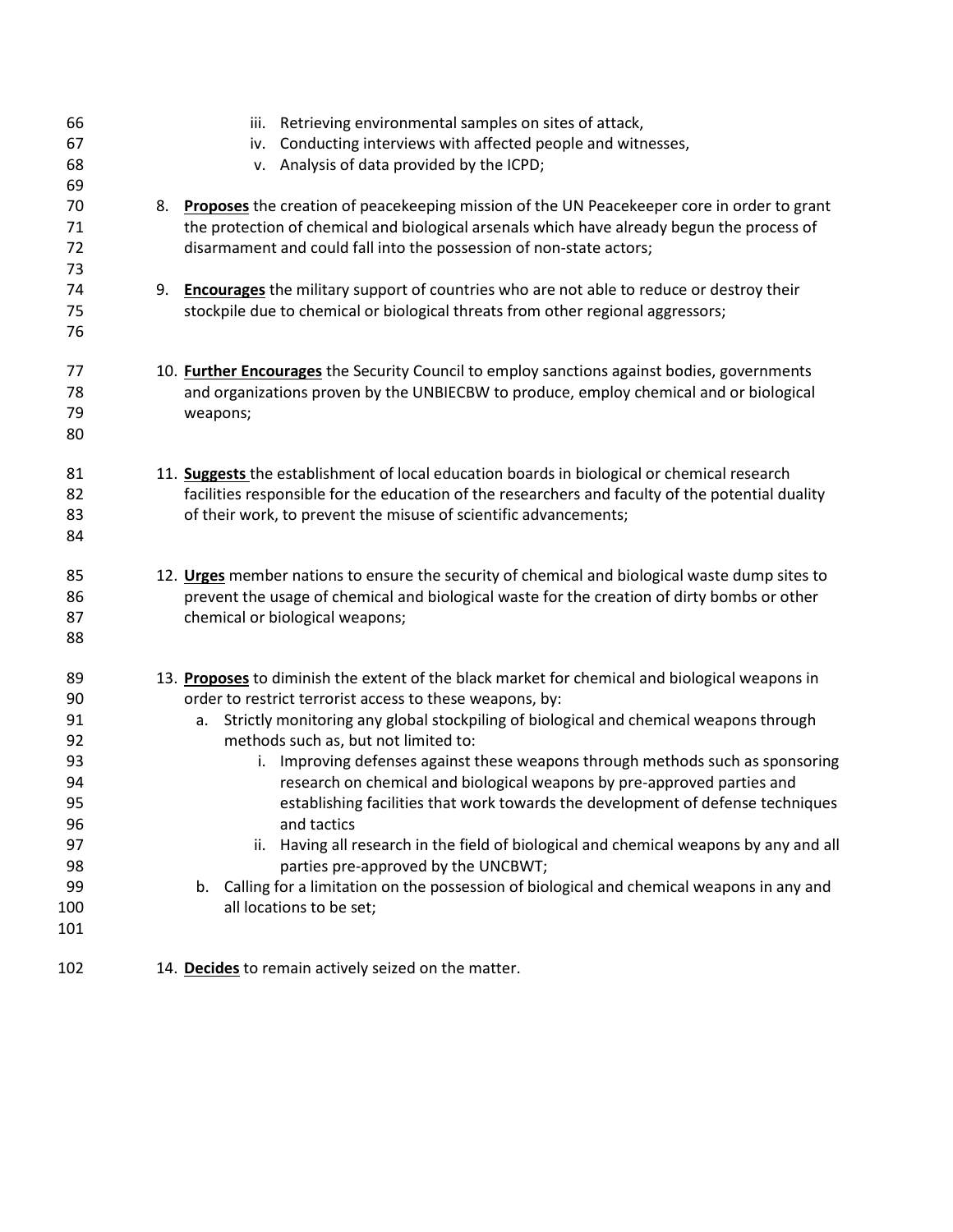iii. Retrieving environmental samples on sites of attack,
iv. Conducting interviews with affected people and witnesses,
v. Analysis of data provided by the ICPD;

8. **Proposes** the creation of peacekeeping mission of the UN Peacekeeper core in order to grant the protection of chemical and biological arsenals which have already begun the process of disarmament and could fall into the possession of non-state actors;

9. **Encourages** the military support of countries who are not able to reduce or destroy their stockpile due to chemical or biological threats from other regional aggressors;

10. **Further Encourages** the Security Council to employ sanctions against bodies, governments and organizations proven by the UNBIECBW to produce, employ chemical and or biological weapons;

11. **Suggests** the establishment of local education boards in biological or chemical research facilities responsible for the education of the researchers and faculty of the potential duality of their work, to prevent the misuse of scientific advancements;

12. **Urges** member nations to ensure the security of chemical and biological waste dump sites to prevent the usage of chemical and biological waste for the creation of dirty bombs or other chemical or biological weapons;

13. **Proposes** to diminish the extent of the black market for chemical and biological weapons in order to restrict terrorist access to these weapons, by:
    a. Strictly monitoring any global stockpiling of biological and chemical weapons through methods such as, but not limited to:
        i. Improving defenses against these weapons through methods such as sponsoring research on chemical and biological weapons by pre-approved parties and establishing facilities that work towards the development of defense techniques and tactics
        ii. Having all research in the field of biological and chemical weapons by any and all parties pre-approved by the UNCBWT;
    b. Calling for a limitation on the possession of biological and chemical weapons in any and all locations to be set;

14. **Decides** to remain actively seized on the matter.